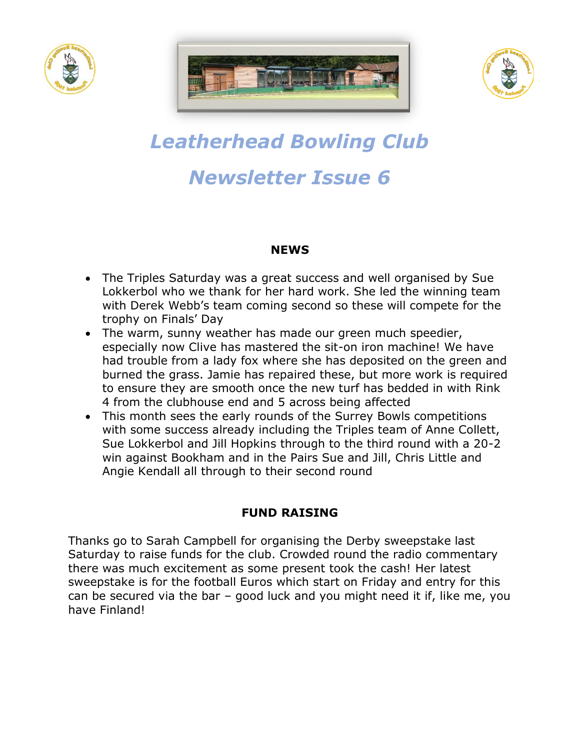# *Leatherhead Bowling Club*

# *Newsletter Issue 6*

## NEWS

- The Triples Saturday was a great success and well organised by Sue Lokkerbol who we thank for her hard work. She led the winning team with Derek Webb's team coming second so these will compete for the trophy on Finals' Day
- The warm, sunny weather has made our green much speedier, especially now Clive has mastered the sit-on iron machine! We have had trouble from a lady fox where she has deposited on the green and burned the grass. Jamie has repaired these, but more work is required to ensure they are smooth once the new turf has bedded in with Rink 4 from the clubhouse end and 5 across being affected
- This month sees the early rounds of the Surrey Bowls competitions with some success already including the Triples team of Anne Collett, Sue Lokkerbol and Jill Hopkins through to the third round with a 20-2 win against Bookham and in the Pairs Sue and Jill, Chris Little and Angie Kendall all through to their second round

## FUND RAISING

Thanks go to Sarah Campbell for organising the Derby sweepstake last Saturday to raise funds for the club. Crowded round the radio commentary there was much excitement as some present took the cash! Her latest sweepstake is for the football Euros which start on Friday and entry for this can be secured via the bar – good luck and you might need it if, like me, you have Finland!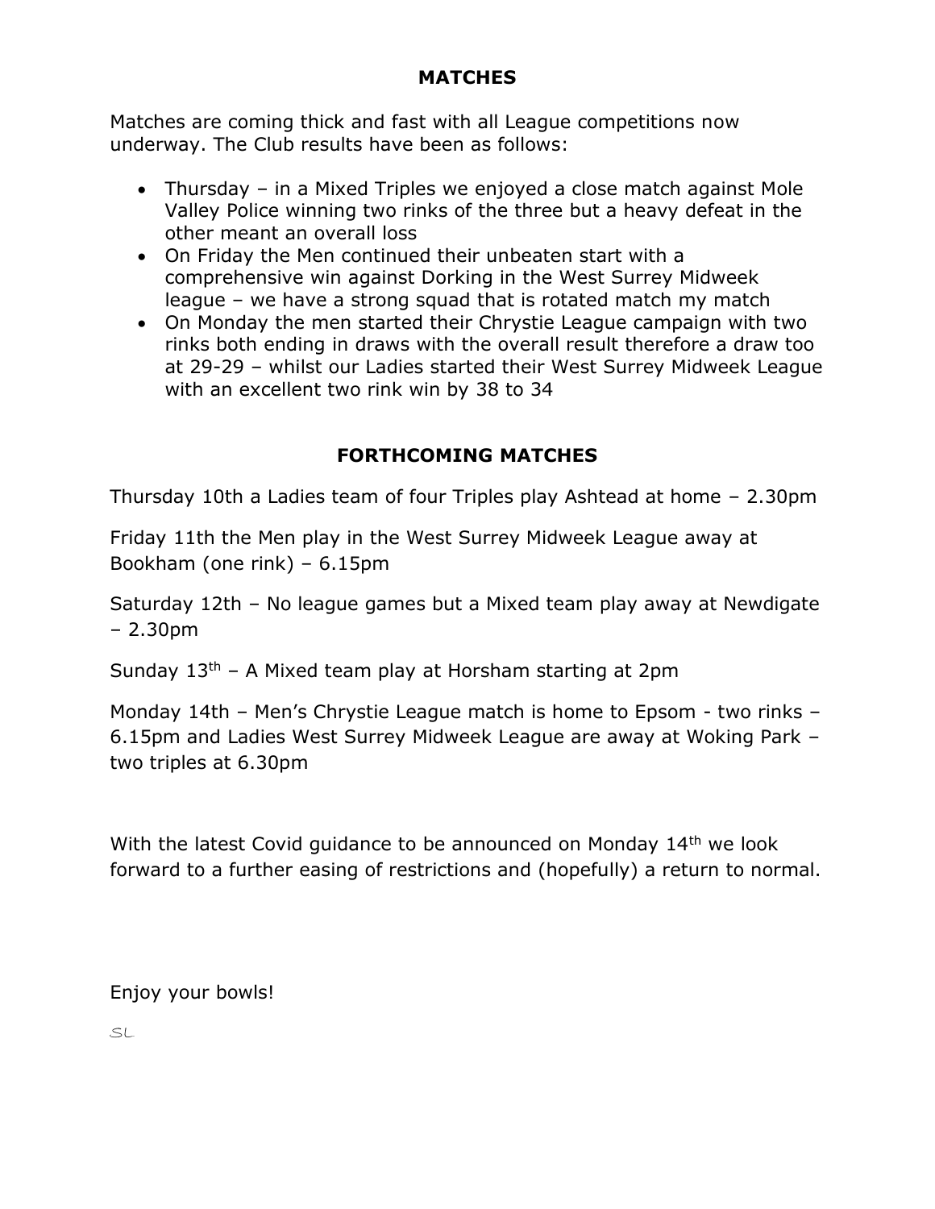## MATCHES

Matches are coming thick and fast with all League competitions now underway. The Club results have been as follows:

- Thursday – in a Mixed Triples we enjoyed a close match against Mole Valley Police winning two rinks of the three but a heavy defeat in the other meant an overall loss
- On Friday the Men continued their unbeaten start with a comprehensive win against Dorking in the West Surrey Midweek league – we have a strong squad that is rotated match my match
- On Monday the men started their Chrystie League campaign with two rinks both ending in draws with the overall result therefore a draw too at 29-29 – whilst our Ladies started their West Surrey Midweek League with an excellent two rink win by 38 to 34

## FORTHCOMING MATCHES

Thursday 10th a Ladies team of four Triples play Ashtead at home – 2.30pm

Friday 11th the Men play in the West Surrey Midweek League away at Bookham (one rink) – 6.15pm

Saturday 12th – No league games but a Mixed team play away at Newdigate – 2.30pm

Sunday 13th – A Mixed team play at Horsham starting at 2pm

Monday 14th – Men's Chrystie League match is home to Epsom - two rinks – 6.15pm and Ladies West Surrey Midweek League are away at Woking Park – two triples at 6.30pm

With the latest Covid guidance to be announced on Monday 14th we look forward to a further easing of restrictions and (hopefully) a return to normal.

Enjoy your bowls!

SL